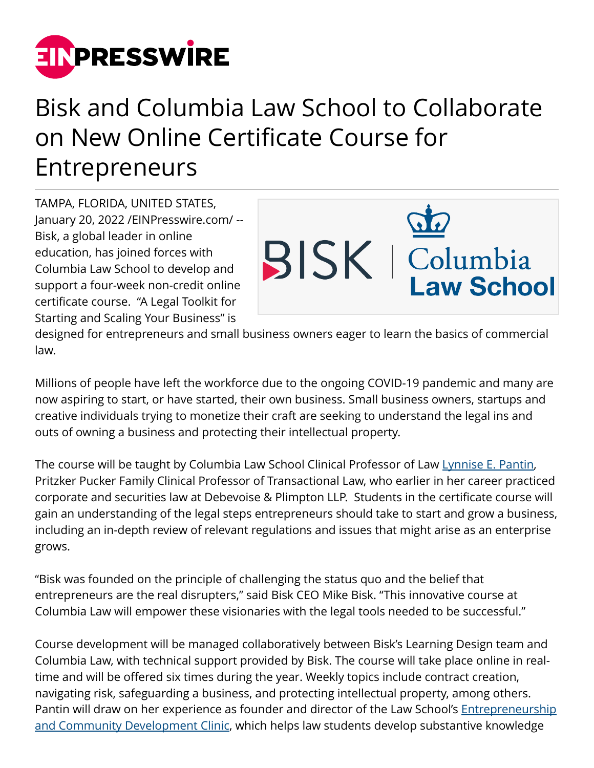# Bisk and Columbia Law School to Collaborate on New Online Certificate Course for Entrepreneurs

TAMPA, FLORIDA, UNITED STATES, January 20, 2022 /EINPresswire.com/ -- Bisk, a global leader in online education, has joined forces with Columbia Law School to develop and support a four-week non-credit online certificate course. "A Legal Toolkit for Starting and Scaling Your Business" is designed for entrepreneurs and small business owners eager to learn the basics of commercial law.

Millions of people have left the workforce due to the ongoing COVID-19 pandemic and many are now aspiring to start, or have started, their own business. Small business owners, startups and creative individuals trying to monetize their craft are seeking to understand the legal ins and outs of owning a business and protecting their intellectual property.

The course will be taught by Columbia Law School Clinical Professor of Law Lynnise E. Pantin, Pritzker Pucker Family Clinical Professor of Transactional Law, who earlier in her career practiced corporate and securities law at Debevoise & Plimpton LLP. Students in the certificate course will gain an understanding of the legal steps entrepreneurs should take to start and grow a business, including an in-depth review of relevant regulations and issues that might arise as an enterprise grows.

"Bisk was founded on the principle of challenging the status quo and the belief that entrepreneurs are the real disrupters," said Bisk CEO Mike Bisk. "This innovative course at Columbia Law will empower these visionaries with the legal tools needed to be successful."

Course development will be managed collaboratively between Bisk's Learning Design team and Columbia Law, with technical support provided by Bisk. The course will take place online in real-time and will be offered six times during the year. Weekly topics include contract creation, navigating risk, safeguarding a business, and protecting intellectual property, among others. Pantin will draw on her experience as founder and director of the Law School's Entrepreneurship and Community Development Clinic, which helps law students develop substantive knowledge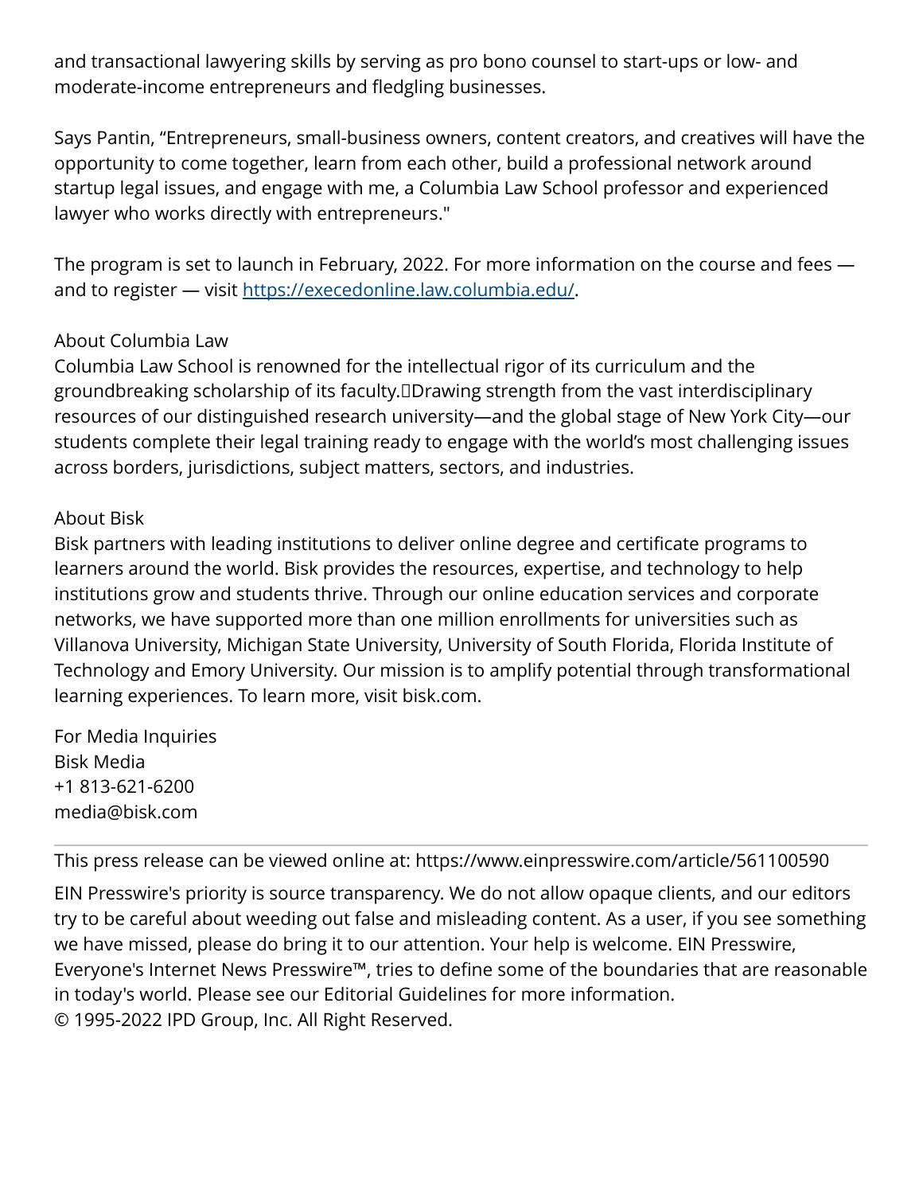and transactional lawyering skills by serving as pro bono counsel to start-ups or low- and moderate-income entrepreneurs and fledgling businesses.

Says Pantin, “Entrepreneurs, small-business owners, content creators, and creatives will have the opportunity to come together, learn from each other, build a professional network around startup legal issues, and engage with me, a Columbia Law School professor and experienced lawyer who works directly with entrepreneurs."

The program is set to launch in February, 2022. For more information on the course and fees — and to register — visit [https://execedonline.law.columbia.edu/](https://execedonline.law.columbia.edu/).

About Columbia Law
Columbia Law School is renowned for the intellectual rigor of its curriculum and the groundbreaking scholarship of its faculty. Drawing strength from the vast interdisciplinary resources of our distinguished research university—and the global stage of New York City—our students complete their legal training ready to engage with the world’s most challenging issues across borders, jurisdictions, subject matters, sectors, and industries.

About Bisk
Bisk partners with leading institutions to deliver online degree and certificate programs to learners around the world. Bisk provides the resources, expertise, and technology to help institutions grow and students thrive. Through our online education services and corporate networks, we have supported more than one million enrollments for universities such as Villanova University, Michigan State University, University of South Florida, Florida Institute of Technology and Emory University. Our mission is to amplify potential through transformational learning experiences. To learn more, visit bisk.com.

For Media Inquiries
Bisk Media
+1 813-621-6200
media@bisk.com

---

This press release can be viewed online at: https://www.einpresswire.com/article/561100590

EIN Presswire's priority is source transparency. We do not allow opaque clients, and our editors try to be careful about weeding out false and misleading content. As a user, if you see something we have missed, please do bring it to our attention. Your help is welcome. EIN Presswire, Everyone's Internet News Presswire™, tries to define some of the boundaries that are reasonable in today's world. Please see our Editorial Guidelines for more information.
© 1995-2022 IPD Group, Inc. All Right Reserved.